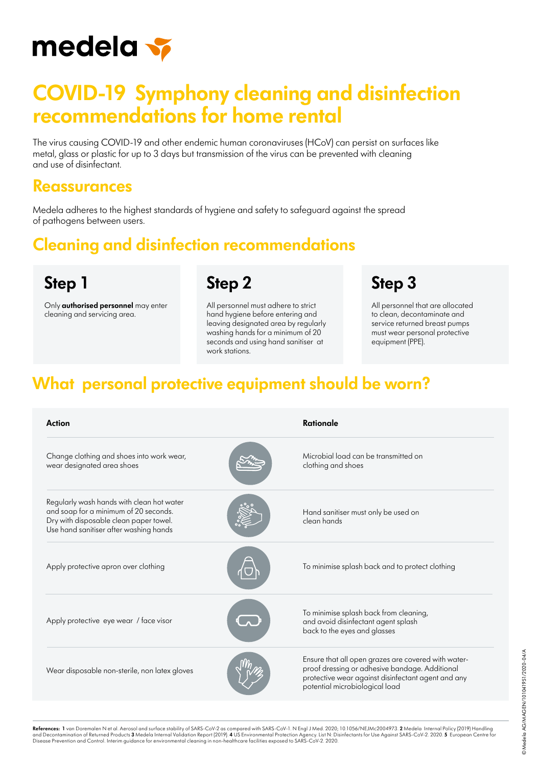medela

# COVID-19 Symphony cleaning and disinfection recommendations for home rental

The virus causing COVID-19 and other endemic human coronaviruses (HCoV) can persist on surfaces like metal, glass or plastic for up to 3 days but transmission of the virus can be prevented with cleaning and use of disinfectant.

## Reassurances

Medela adheres to the highest standards of hygiene and safety to safeguard against the spread of pathogens between users.

## Cleaning and disinfection recommendations

### Step 1

Only **authorised personnel** may enter cleaning and servicing area.

### Step 2

All personnel must adhere to strict hand hygiene before entering and leaving designated area by regularly washing hands for a minimum of 20 seconds and using hand sanitiser at work stations.

### Step 3

All personnel that are allocated to clean, decontaminate and service returned breast pumps must wear personal protective equipment (PPE).

## What personal protective equipment should be worn?

| Action | Rationale |
| --- | --- |
| Change clothing and shoes into work wear, wear designated area shoes | Microbial load can be transmitted on clothing and shoes |
| Regularly wash hands with clean hot water and soap for a minimum of 20 seconds. Dry with disposable clean paper towel. Use hand sanitiser after washing hands | Hand sanitiser must only be used on clean hands |
| Apply protective apron over clothing | To minimise splash back and to protect clothing |
| Apply protective eye wear / face visor | To minimise splash back from cleaning, and avoid disinfectant agent splash back to the eyes and glasses |
| Wear disposable non-sterile, non latex gloves | Ensure that all open grazes are covered with water-proof dressing or adhesive bandage. Additional protective wear against disinfectant agent and any potential microbiological load |

**References:** 1 van Doremalen N et al. Aerosol and surface stability of SARS-CoV-2 as compared with SARS-CoV-1. N Engl J Med. 2020; 10.1056/NEJMc2004973. 2 Medela Internal Policy (2019) Handling and Decontamination of Returned Products 3 Medela Internal Validation Report (2019). 4 US Environmental Protection Agency. List N: Disinfectants for Use Against SARS-CoV-2. 2020. 5 European Centre for Disease Prevention and Control. Interim guidance for environmental cleaning in non-healthcare facilities exposed to SARS-CoV-2. 2020.

© Medela AG/MAGEN/101041951/2020-04/A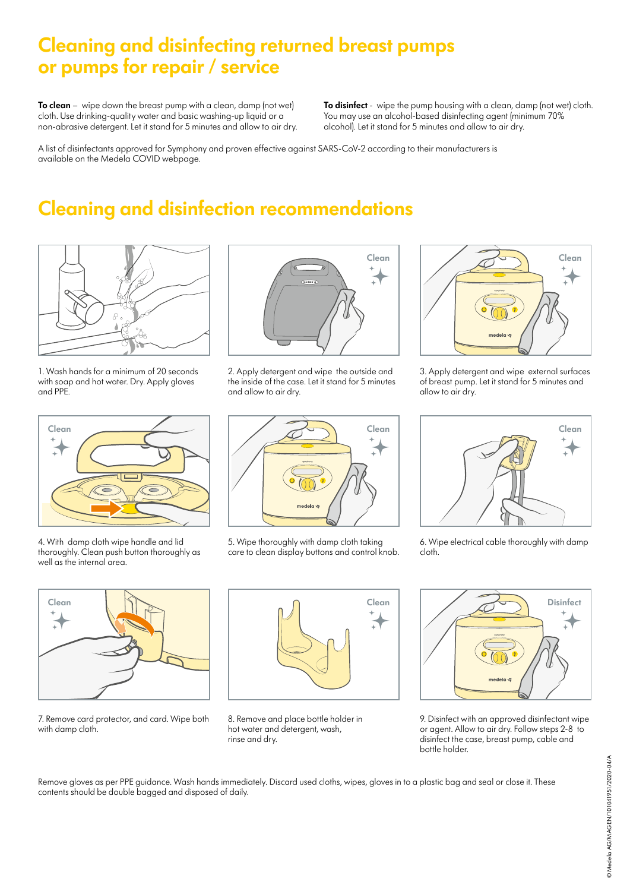# Cleaning and disinfecting returned breast pumps or pumps for repair / service

**To clean** – wipe down the breast pump with a clean, damp (not wet) cloth. Use drinking-quality water and basic washing-up liquid or a non-abrasive detergent. Let it stand for 5 minutes and allow to air dry.

**To disinfect** - wipe the pump housing with a clean, damp (not wet) cloth. You may use an alcohol-based disinfecting agent (minimum 70% alcohol). Let it stand for 5 minutes and allow to air dry.

A list of disinfectants approved for Symphony and proven effective against SARS-CoV-2 according to their manufacturers is available on the Medela COVID webpage.

# Cleaning and disinfection recommendations

1. Wash hands for a minimum of 20 seconds with soap and hot water. Dry. Apply gloves and PPE.

Clean

2. Apply detergent and wipe the outside and the inside of the case. Let it stand for 5 minutes and allow to air dry.

Clean

3. Apply detergent and wipe external surfaces of breast pump. Let it stand for 5 minutes and allow to air dry.

Clean

4. With damp cloth wipe handle and lid thoroughly. Clean push button thoroughly as well as the internal area.

Clean

5. Wipe thoroughly with damp cloth taking care to clean display buttons and control knob.

Clean

6. Wipe electrical cable thoroughly with damp cloth.

Clean

7. Remove card protector, and card. Wipe both with damp cloth.

Clean

8. Remove and place bottle holder in hot water and detergent, wash, rinse and dry.

Disinfect

9. Disinfect with an approved disinfectant wipe or agent. Allow to air dry. Follow steps 2-8 to disinfect the case, breast pump, cable and bottle holder.

Remove gloves as per PPE guidance. Wash hands immediately. Discard used cloths, wipes, gloves in to a plastic bag and seal or close it. These contents should be double bagged and disposed of daily.

© Medela AG/MAGEN/101041951/2020-04/A